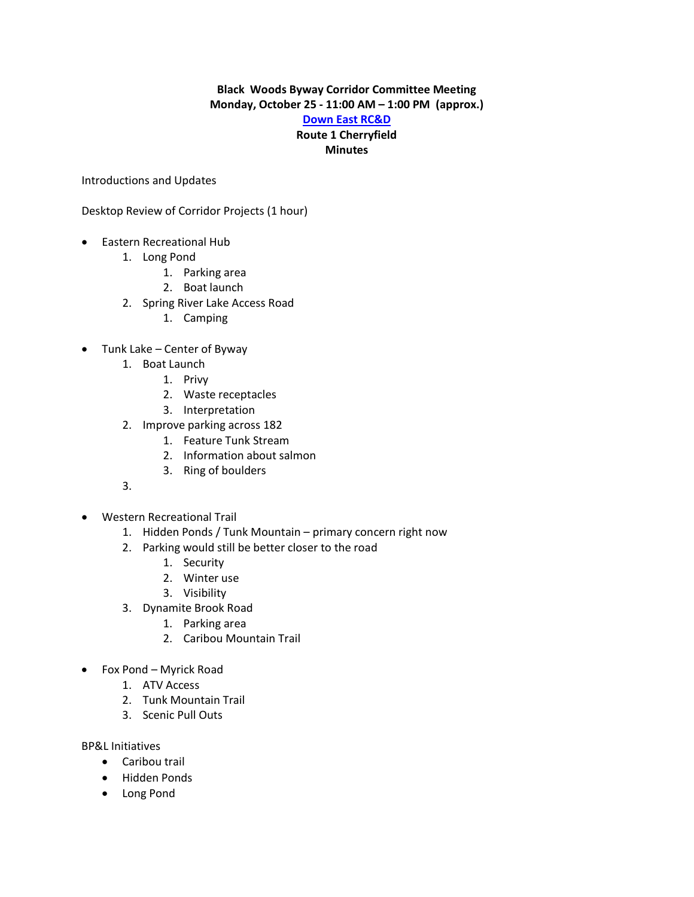**Black Woods Byway Corridor Committee Meeting**
**Monday, October 25 - 11:00 AM – 1:00 PM (approx.)**
**Down East RC&D**
**Route 1 Cherryfield**
**Minutes**

Introductions and Updates

Desktop Review of Corridor Projects (1 hour)

- Eastern Recreational Hub
    1. Long Pond
        1. Parking area
        2. Boat launch
    2. Spring River Lake Access Road
        1. Camping

- Tunk Lake – Center of Byway
    1. Boat Launch
        1. Privy
        2. Waste receptacles
        3. Interpretation
    2. Improve parking across 182
        1. Feature Tunk Stream
        2. Information about salmon
        3. Ring of boulders
    3. 

- Western Recreational Trail
    1. Hidden Ponds / Tunk Mountain – primary concern right now
    2. Parking would still be better closer to the road
        1. Security
        2. Winter use
        3. Visibility
    3. Dynamite Brook Road
        1. Parking area
        2. Caribou Mountain Trail

- Fox Pond – Myrick Road
    1. ATV Access
    2. Tunk Mountain Trail
    3. Scenic Pull Outs

BP&L Initiatives

- Caribou trail
- Hidden Ponds
- Long Pond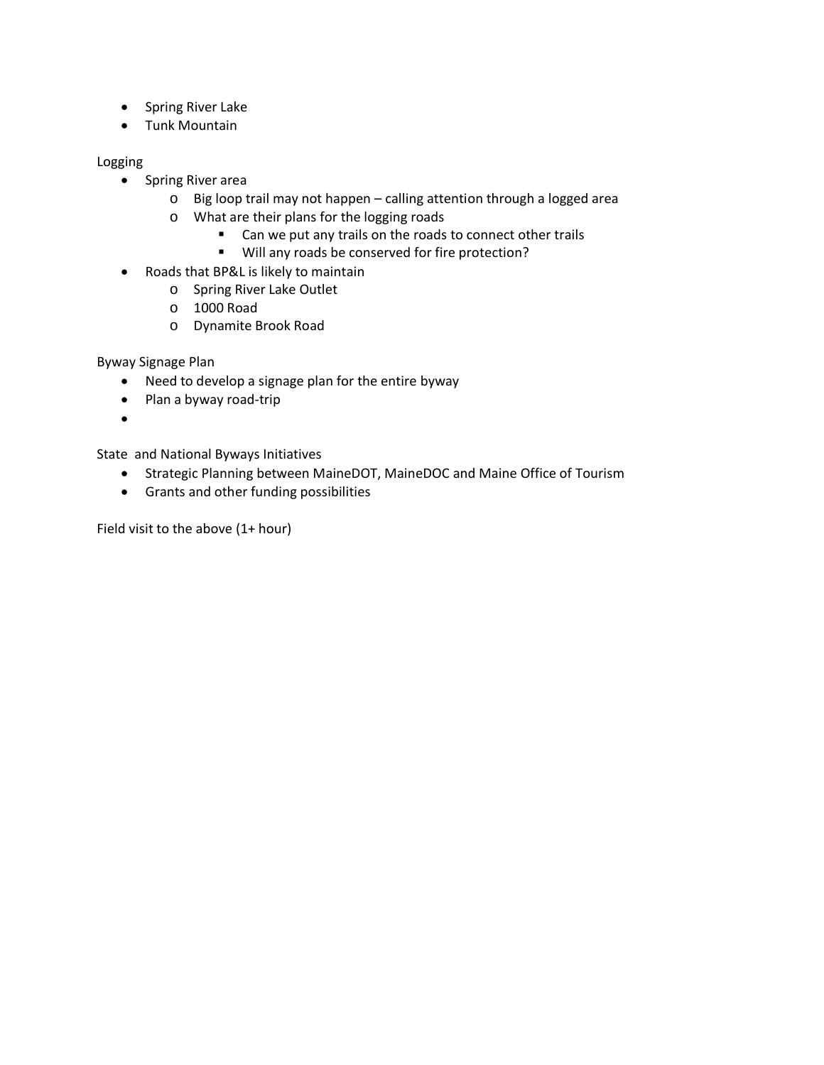- Spring River Lake
- Tunk Mountain

Logging

- Spring River area
  - Big loop trail may not happen – calling attention through a logged area
  - What are their plans for the logging roads
    - Can we put any trails on the roads to connect other trails
    - Will any roads be conserved for fire protection?
- Roads that BP&L is likely to maintain
  - Spring River Lake Outlet
  - 1000 Road
  - Dynamite Brook Road

Byway Signage Plan

- Need to develop a signage plan for the entire byway
- Plan a byway road-trip
-

State and National Byways Initiatives

- Strategic Planning between MaineDOT, MaineDOC and Maine Office of Tourism
- Grants and other funding possibilities

Field visit to the above (1+ hour)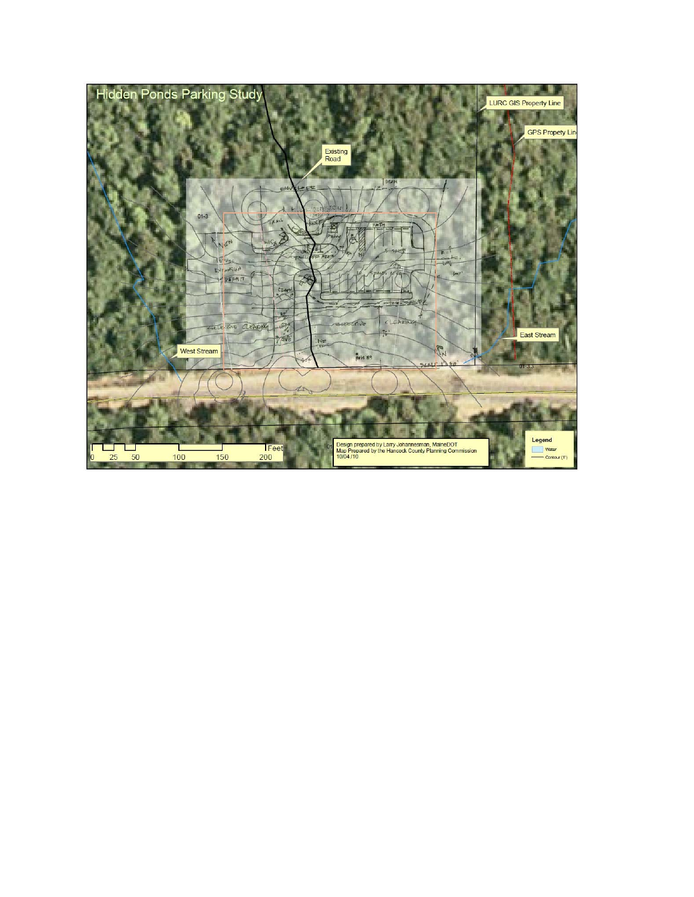Hidden Ponds Parking Study

LURC GIS Property Line

GPS Propety Lin

Existing Road

East Stream

West Stream

0 25 50 100 150 200 Feet

Design prepared by Larry Johannesman, MaineDOT
Map Prepared by the Hancock County Planning Commission
10/04/10

Legend
Water
Contour (1')